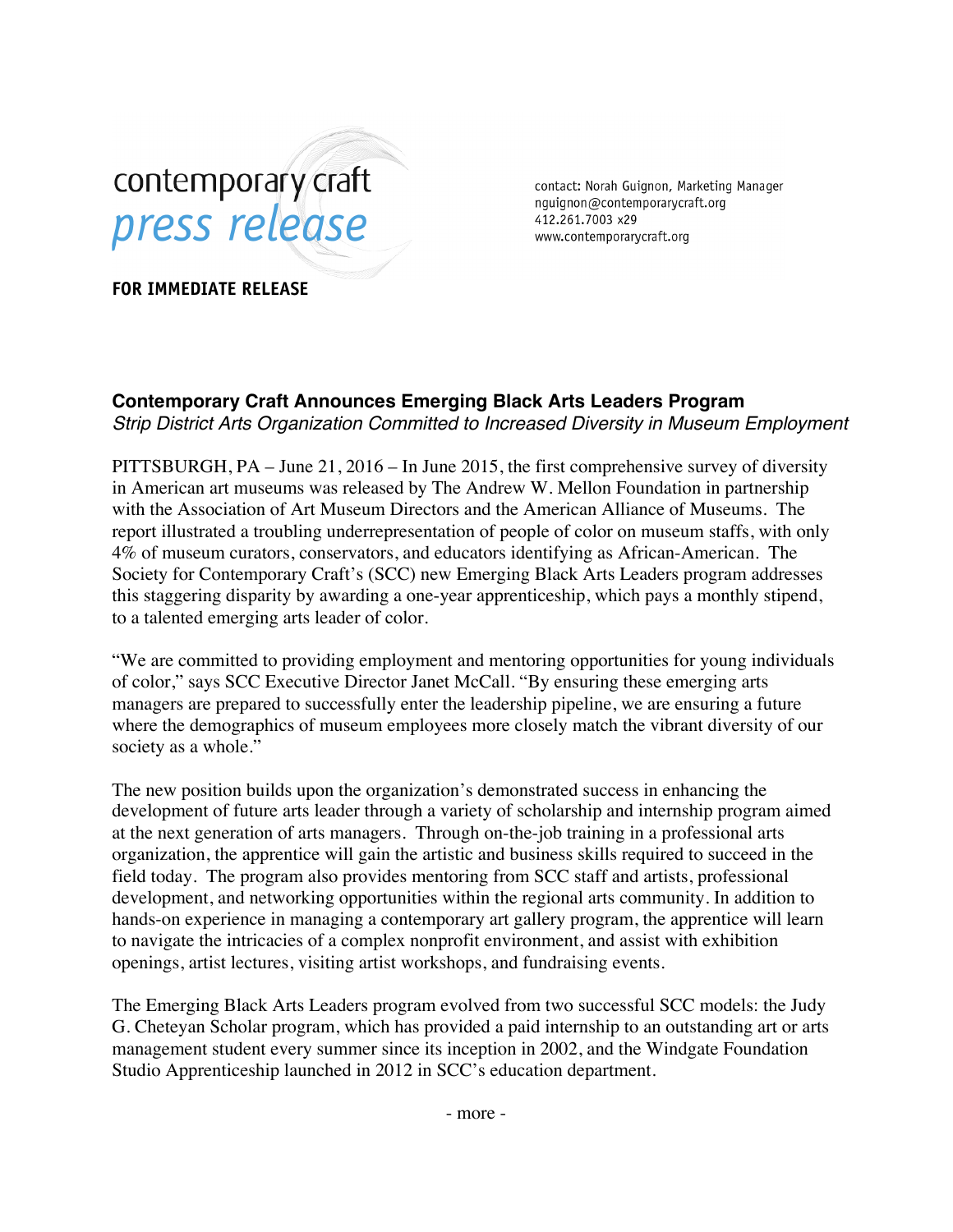contemporary craft
*press release*

contact: Norah Guignon, Marketing Manager
nguignon@contemporarycraft.org
412.261.7003 x29
www.contemporarycraft.org

**FOR IMMEDIATE RELEASE**

# Contemporary Craft Announces Emerging Black Arts Leaders Program

*Strip District Arts Organization Committed to Increased Diversity in Museum Employment*

PITTSBURGH, PA – June 21, 2016 – In June 2015, the first comprehensive survey of diversity in American art museums was released by The Andrew W. Mellon Foundation in partnership with the Association of Art Museum Directors and the American Alliance of Museums. The report illustrated a troubling underrepresentation of people of color on museum staffs, with only 4% of museum curators, conservators, and educators identifying as African-American. The Society for Contemporary Craft's (SCC) new Emerging Black Arts Leaders program addresses this staggering disparity by awarding a one-year apprenticeship, which pays a monthly stipend, to a talented emerging arts leader of color.

"We are committed to providing employment and mentoring opportunities for young individuals of color," says SCC Executive Director Janet McCall. "By ensuring these emerging arts managers are prepared to successfully enter the leadership pipeline, we are ensuring a future where the demographics of museum employees more closely match the vibrant diversity of our society as a whole."

The new position builds upon the organization's demonstrated success in enhancing the development of future arts leader through a variety of scholarship and internship program aimed at the next generation of arts managers. Through on-the-job training in a professional arts organization, the apprentice will gain the artistic and business skills required to succeed in the field today. The program also provides mentoring from SCC staff and artists, professional development, and networking opportunities within the regional arts community. In addition to hands-on experience in managing a contemporary art gallery program, the apprentice will learn to navigate the intricacies of a complex nonprofit environment, and assist with exhibition openings, artist lectures, visiting artist workshops, and fundraising events.

The Emerging Black Arts Leaders program evolved from two successful SCC models: the Judy G. Cheteyan Scholar program, which has provided a paid internship to an outstanding art or arts management student every summer since its inception in 2002, and the Windgate Foundation Studio Apprenticeship launched in 2012 in SCC's education department.

- more -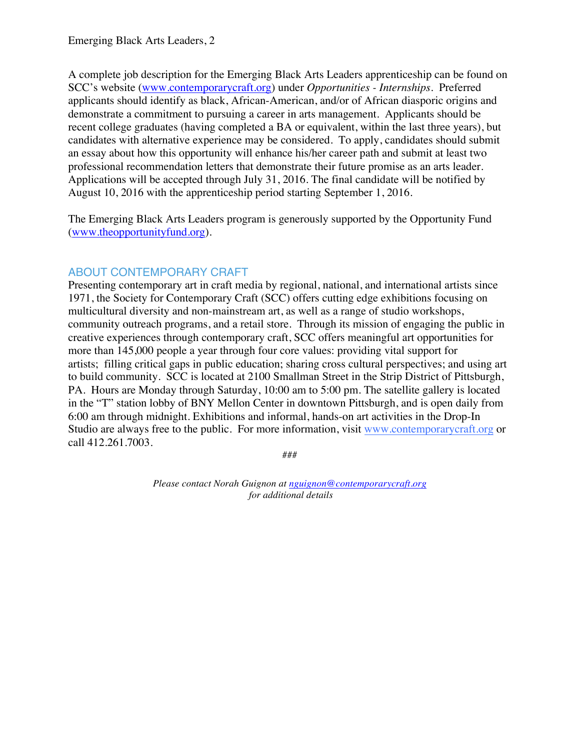A complete job description for the Emerging Black Arts Leaders apprenticeship can be found on SCC's website (www.contemporarycraft.org) under *Opportunities - Internships*. Preferred applicants should identify as black, African-American, and/or of African diasporic origins and demonstrate a commitment to pursuing a career in arts management. Applicants should be recent college graduates (having completed a BA or equivalent, within the last three years), but candidates with alternative experience may be considered. To apply, candidates should submit an essay about how this opportunity will enhance his/her career path and submit at least two professional recommendation letters that demonstrate their future promise as an arts leader. Applications will be accepted through July 31, 2016. The final candidate will be notified by August 10, 2016 with the apprenticeship period starting September 1, 2016.

The Emerging Black Arts Leaders program is generously supported by the Opportunity Fund (www.theopportunityfund.org).

## ABOUT CONTEMPORARY CRAFT

Presenting contemporary art in craft media by regional, national, and international artists since 1971, the Society for Contemporary Craft (SCC) offers cutting edge exhibitions focusing on multicultural diversity and non-mainstream art, as well as a range of studio workshops, community outreach programs, and a retail store. Through its mission of engaging the public in creative experiences through contemporary craft, SCC offers meaningful art opportunities for more than 145,000 people a year through four core values: providing vital support for artists; filling critical gaps in public education; sharing cross cultural perspectives; and using art to build community. SCC is located at 2100 Smallman Street in the Strip District of Pittsburgh, PA. Hours are Monday through Saturday, 10:00 am to 5:00 pm. The satellite gallery is located in the "T" station lobby of BNY Mellon Center in downtown Pittsburgh, and is open daily from 6:00 am through midnight. Exhibitions and informal, hands-on art activities in the Drop-In Studio are always free to the public. For more information, visit www.contemporarycraft.org or call 412.261.7003.

###

*Please contact Norah Guignon at nguignon@contemporarycraft.org for additional details*